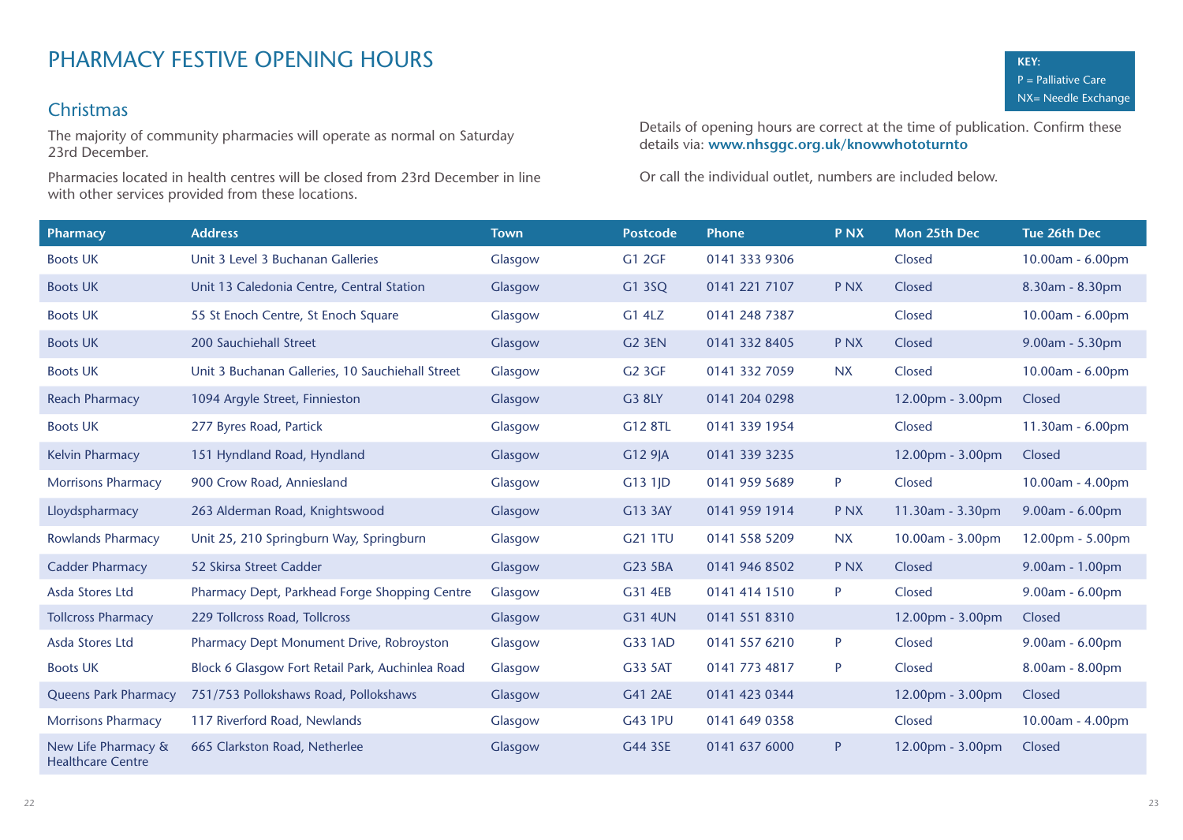# PHARMACY FESTIVE OPENING HOURS

**KEY:**
P = Palliative Care
NX= Needle Exchange

## Christmas

The majority of community pharmacies will operate as normal on Saturday 23rd December.

Pharmacies located in health centres will be closed from 23rd December in line with other services provided from these locations.

Details of opening hours are correct at the time of publication. Confirm these details via: **www.nhsggc.org.uk/knowwhototurnto**

Or call the individual outlet, numbers are included below.

| Pharmacy | Address | Town | Postcode | Phone | P NX | Mon 25th Dec | Tue 26th Dec |
|---|---|---|---|---|---|---|---|
| Boots UK | Unit 3 Level 3 Buchanan Galleries | Glasgow | G1 2GF | 0141 333 9306 | | Closed | 10.00am - 6.00pm |
| Boots UK | Unit 13 Caledonia Centre, Central Station | Glasgow | G1 3SQ | 0141 221 7107 | P NX | Closed | 8.30am - 8.30pm |
| Boots UK | 55 St Enoch Centre, St Enoch Square | Glasgow | G1 4LZ | 0141 248 7387 | | Closed | 10.00am - 6.00pm |
| Boots UK | 200 Sauchiehall Street | Glasgow | G2 3EN | 0141 332 8405 | P NX | Closed | 9.00am - 5.30pm |
| Boots UK | Unit 3 Buchanan Galleries, 10 Sauchiehall Street | Glasgow | G2 3GF | 0141 332 7059 | NX | Closed | 10.00am - 6.00pm |
| Reach Pharmacy | 1094 Argyle Street, Finnieston | Glasgow | G3 8LY | 0141 204 0298 | | 12.00pm - 3.00pm | Closed |
| Boots UK | 277 Byres Road, Partick | Glasgow | G12 8TL | 0141 339 1954 | | Closed | 11.30am - 6.00pm |
| Kelvin Pharmacy | 151 Hyndland Road, Hyndland | Glasgow | G12 9JA | 0141 339 3235 | | 12.00pm - 3.00pm | Closed |
| Morrisons Pharmacy | 900 Crow Road, Anniesland | Glasgow | G13 1JD | 0141 959 5689 | P | Closed | 10.00am - 4.00pm |
| Lloydspharmacy | 263 Alderman Road, Knightswood | Glasgow | G13 3AY | 0141 959 1914 | P NX | 11.30am - 3.30pm | 9.00am - 6.00pm |
| Rowlands Pharmacy | Unit 25, 210 Springburn Way, Springburn | Glasgow | G21 1TU | 0141 558 5209 | NX | 10.00am - 3.00pm | 12.00pm - 5.00pm |
| Cadder Pharmacy | 52 Skirsa Street Cadder | Glasgow | G23 5BA | 0141 946 8502 | P NX | Closed | 9.00am - 1.00pm |
| Asda Stores Ltd | Pharmacy Dept, Parkhead Forge Shopping Centre | Glasgow | G31 4EB | 0141 414 1510 | P | Closed | 9.00am - 6.00pm |
| Tollcross Pharmacy | 229 Tollcross Road, Tollcross | Glasgow | G31 4UN | 0141 551 8310 | | 12.00pm - 3.00pm | Closed |
| Asda Stores Ltd | Pharmacy Dept Monument Drive, Robroyston | Glasgow | G33 1AD | 0141 557 6210 | P | Closed | 9.00am - 6.00pm |
| Boots UK | Block 6 Glasgow Fort Retail Park, Auchinlea Road | Glasgow | G33 5AT | 0141 773 4817 | P | Closed | 8.00am - 8.00pm |
| Queens Park Pharmacy | 751/753 Pollokshaws Road, Pollokshaws | Glasgow | G41 2AE | 0141 423 0344 | | 12.00pm - 3.00pm | Closed |
| Morrisons Pharmacy | 117 Riverford Road, Newlands | Glasgow | G43 1PU | 0141 649 0358 | | Closed | 10.00am - 4.00pm |
| New Life Pharmacy & Healthcare Centre | 665 Clarkston Road, Netherlee | Glasgow | G44 3SE | 0141 637 6000 | P | 12.00pm - 3.00pm | Closed |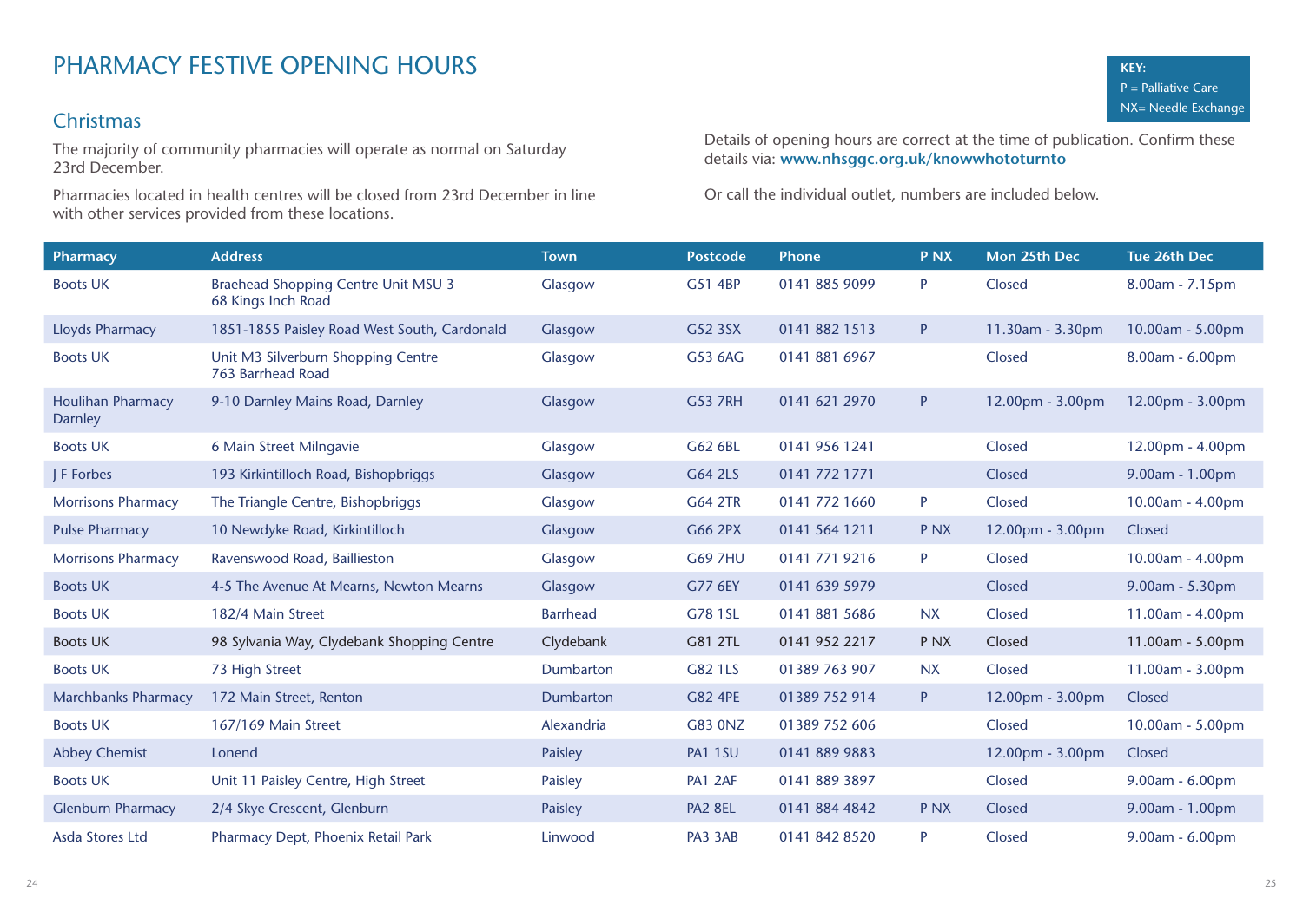# PHARMACY FESTIVE OPENING HOURS

**KEY:**
P = Palliative Care
NX= Needle Exchange

## Christmas

The majority of community pharmacies will operate as normal on Saturday 23rd December.

Pharmacies located in health centres will be closed from 23rd December in line with other services provided from these locations.

Details of opening hours are correct at the time of publication. Confirm these details via: **www.nhsggc.org.uk/knowwhototurnto**

Or call the individual outlet, numbers are included below.

| Pharmacy | Address | Town | Postcode | Phone | P NX | Mon 25th Dec | Tue 26th Dec |
|---|---|---|---|---|---|---|---|
| Boots UK | Braehead Shopping Centre Unit MSU 3 68 Kings Inch Road | Glasgow | G51 4BP | 0141 885 9099 | P | Closed | 8.00am - 7.15pm |
| Lloyds Pharmacy | 1851-1855 Paisley Road West South, Cardonald | Glasgow | G52 3SX | 0141 882 1513 | P | 11.30am - 3.30pm | 10.00am - 5.00pm |
| Boots UK | Unit M3 Silverburn Shopping Centre 763 Barrhead Road | Glasgow | G53 6AG | 0141 881 6967 | | Closed | 8.00am - 6.00pm |
| Houlihan Pharmacy Darnley | 9-10 Darnley Mains Road, Darnley | Glasgow | G53 7RH | 0141 621 2970 | P | 12.00pm - 3.00pm | 12.00pm - 3.00pm |
| Boots UK | 6 Main Street Milngavie | Glasgow | G62 6BL | 0141 956 1241 | | Closed | 12.00pm - 4.00pm |
| J F Forbes | 193 Kirkintilloch Road, Bishopbriggs | Glasgow | G64 2LS | 0141 772 1771 | | Closed | 9.00am - 1.00pm |
| Morrisons Pharmacy | The Triangle Centre, Bishopbriggs | Glasgow | G64 2TR | 0141 772 1660 | P | Closed | 10.00am - 4.00pm |
| Pulse Pharmacy | 10 Newdyke Road, Kirkintilloch | Glasgow | G66 2PX | 0141 564 1211 | P NX | 12.00pm - 3.00pm | Closed |
| Morrisons Pharmacy | Ravenswood Road, Baillieston | Glasgow | G69 7HU | 0141 771 9216 | P | Closed | 10.00am - 4.00pm |
| Boots UK | 4-5 The Avenue At Mearns, Newton Mearns | Glasgow | G77 6EY | 0141 639 5979 | | Closed | 9.00am - 5.30pm |
| Boots UK | 182/4 Main Street | Barrhead | G78 1SL | 0141 881 5686 | NX | Closed | 11.00am - 4.00pm |
| Boots UK | 98 Sylvania Way, Clydebank Shopping Centre | Clydebank | G81 2TL | 0141 952 2217 | P NX | Closed | 11.00am - 5.00pm |
| Boots UK | 73 High Street | Dumbarton | G82 1LS | 01389 763 907 | NX | Closed | 11.00am - 3.00pm |
| Marchbanks Pharmacy | 172 Main Street, Renton | Dumbarton | G82 4PE | 01389 752 914 | P | 12.00pm - 3.00pm | Closed |
| Boots UK | 167/169 Main Street | Alexandria | G83 0NZ | 01389 752 606 | | Closed | 10.00am - 5.00pm |
| Abbey Chemist | Lonend | Paisley | PA1 1SU | 0141 889 9883 | | 12.00pm - 3.00pm | Closed |
| Boots UK | Unit 11 Paisley Centre, High Street | Paisley | PA1 2AF | 0141 889 3897 | | Closed | 9.00am - 6.00pm |
| Glenburn Pharmacy | 2/4 Skye Crescent, Glenburn | Paisley | PA2 8EL | 0141 884 4842 | P NX | Closed | 9.00am - 1.00pm |
| Asda Stores Ltd | Pharmacy Dept, Phoenix Retail Park | Linwood | PA3 3AB | 0141 842 8520 | P | Closed | 9.00am - 6.00pm |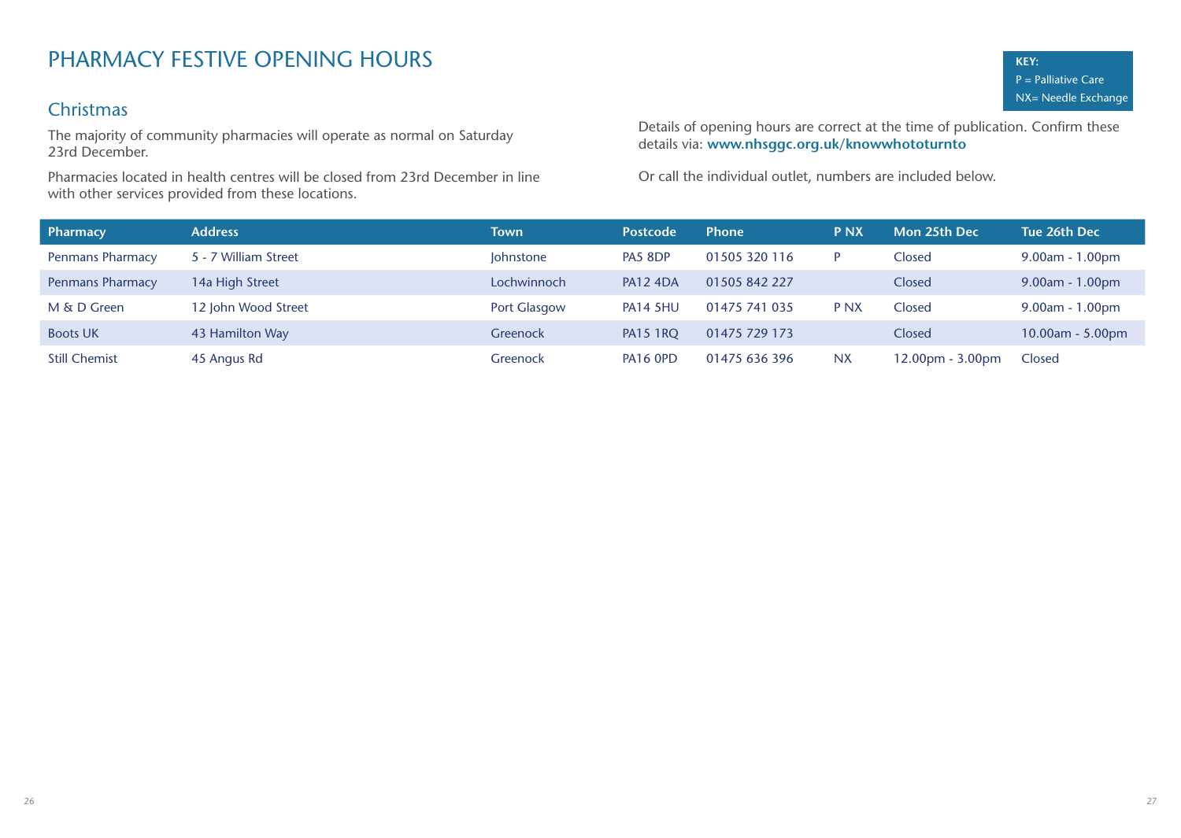# PHARMACY FESTIVE OPENING HOURS

**KEY:**
P = Palliative Care
NX= Needle Exchange

## Christmas

The majority of community pharmacies will operate as normal on Saturday 23rd December.

Pharmacies located in health centres will be closed from 23rd December in line with other services provided from these locations.

Details of opening hours are correct at the time of publication. Confirm these details via: **www.nhsggc.org.uk/knowwhototurnto**

Or call the individual outlet, numbers are included below.

| Pharmacy | Address | Town | Postcode | Phone | P NX | Mon 25th Dec | Tue 26th Dec |
|---|---|---|---|---|---|---|---|
| Penmans Pharmacy | 5 - 7 William Street | Johnstone | PA5 8DP | 01505 320 116 | P | Closed | 9.00am - 1.00pm |
| Penmans Pharmacy | 14a High Street | Lochwinnoch | PA12 4DA | 01505 842 227 | | Closed | 9.00am - 1.00pm |
| M & D Green | 12 John Wood Street | Port Glasgow | PA14 5HU | 01475 741 035 | P NX | Closed | 9.00am - 1.00pm |
| Boots UK | 43 Hamilton Way | Greenock | PA15 1RQ | 01475 729 173 | | Closed | 10.00am - 5.00pm |
| Still Chemist | 45 Angus Rd | Greenock | PA16 0PD | 01475 636 396 | NX | 12.00pm - 3.00pm | Closed |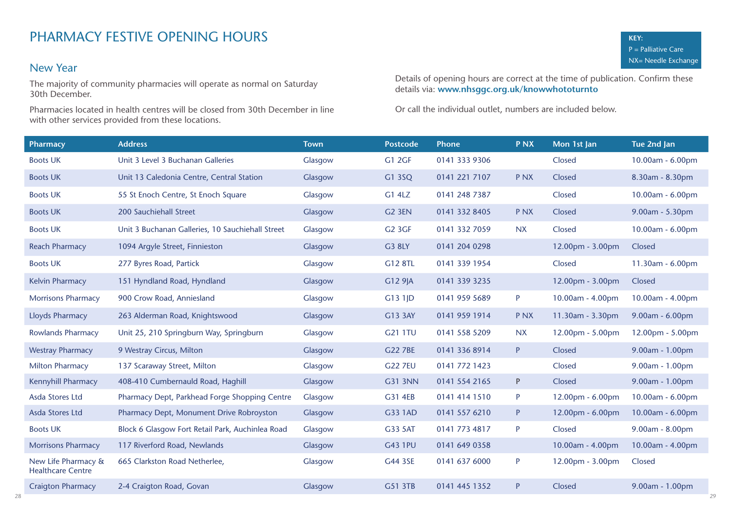# PHARMACY FESTIVE OPENING HOURS

**KEY:**
P = Palliative Care
NX= Needle Exchange

## New Year

The majority of community pharmacies will operate as normal on Saturday 30th December.

Pharmacies located in health centres will be closed from 30th December in line with other services provided from these locations.

Details of opening hours are correct at the time of publication. Confirm these details via: **www.nhsggc.org.uk/knowwhototurnto**

Or call the individual outlet, numbers are included below.

| Pharmacy | Address | Town | Postcode | Phone | P NX | Mon 1st Jan | Tue 2nd Jan |
|---|---|---|---|---|---|---|---|
| Boots UK | Unit 3 Level 3 Buchanan Galleries | Glasgow | G1 2GF | 0141 333 9306 | | Closed | 10.00am - 6.00pm |
| Boots UK | Unit 13 Caledonia Centre, Central Station | Glasgow | G1 3SQ | 0141 221 7107 | P NX | Closed | 8.30am - 8.30pm |
| Boots UK | 55 St Enoch Centre, St Enoch Square | Glasgow | G1 4LZ | 0141 248 7387 | | Closed | 10.00am - 6.00pm |
| Boots UK | 200 Sauchiehall Street | Glasgow | G2 3EN | 0141 332 8405 | P NX | Closed | 9.00am - 5.30pm |
| Boots UK | Unit 3 Buchanan Galleries, 10 Sauchiehall Street | Glasgow | G2 3GF | 0141 332 7059 | NX | Closed | 10.00am - 6.00pm |
| Reach Pharmacy | 1094 Argyle Street, Finnieston | Glasgow | G3 8LY | 0141 204 0298 | | 12.00pm - 3.00pm | Closed |
| Boots UK | 277 Byres Road, Partick | Glasgow | G12 8TL | 0141 339 1954 | | Closed | 11.30am - 6.00pm |
| Kelvin Pharmacy | 151 Hyndland Road, Hyndland | Glasgow | G12 9JA | 0141 339 3235 | | 12.00pm - 3.00pm | Closed |
| Morrisons Pharmacy | 900 Crow Road, Anniesland | Glasgow | G13 1JD | 0141 959 5689 | P | 10.00am - 4.00pm | 10.00am - 4.00pm |
| Lloyds Pharmacy | 263 Alderman Road, Knightswood | Glasgow | G13 3AY | 0141 959 1914 | P NX | 11.30am - 3.30pm | 9.00am - 6.00pm |
| Rowlands Pharmacy | Unit 25, 210 Springburn Way, Springburn | Glasgow | G21 1TU | 0141 558 5209 | NX | 12.00pm - 5.00pm | 12.00pm - 5.00pm |
| Westray Pharmacy | 9 Westray Circus, Milton | Glasgow | G22 7BE | 0141 336 8914 | P | Closed | 9.00am - 1.00pm |
| Milton Pharmacy | 137 Scaraway Street, Milton | Glasgow | G22 7EU | 0141 772 1423 | | Closed | 9.00am - 1.00pm |
| Kennyhill Pharmacy | 408-410 Cumbernauld Road, Haghill | Glasgow | G31 3NN | 0141 554 2165 | P | Closed | 9.00am - 1.00pm |
| Asda Stores Ltd | Pharmacy Dept, Parkhead Forge Shopping Centre | Glasgow | G31 4EB | 0141 414 1510 | P | 12.00pm - 6.00pm | 10.00am - 6.00pm |
| Asda Stores Ltd | Pharmacy Dept, Monument Drive Robroyston | Glasgow | G33 1AD | 0141 557 6210 | P | 12.00pm - 6.00pm | 10.00am - 6.00pm |
| Boots UK | Block 6 Glasgow Fort Retail Park, Auchinlea Road | Glasgow | G33 5AT | 0141 773 4817 | P | Closed | 9.00am - 8.00pm |
| Morrisons Pharmacy | 117 Riverford Road, Newlands | Glasgow | G43 1PU | 0141 649 0358 | | 10.00am - 4.00pm | 10.00am - 4.00pm |
| New Life Pharmacy & Healthcare Centre | 665 Clarkston Road Netherlee, | Glasgow | G44 3SE | 0141 637 6000 | P | 12.00pm - 3.00pm | Closed |
| Craigton Pharmacy | 2-4 Craigton Road, Govan | Glasgow | G51 3TB | 0141 445 1352 | P | Closed | 9.00am - 1.00pm |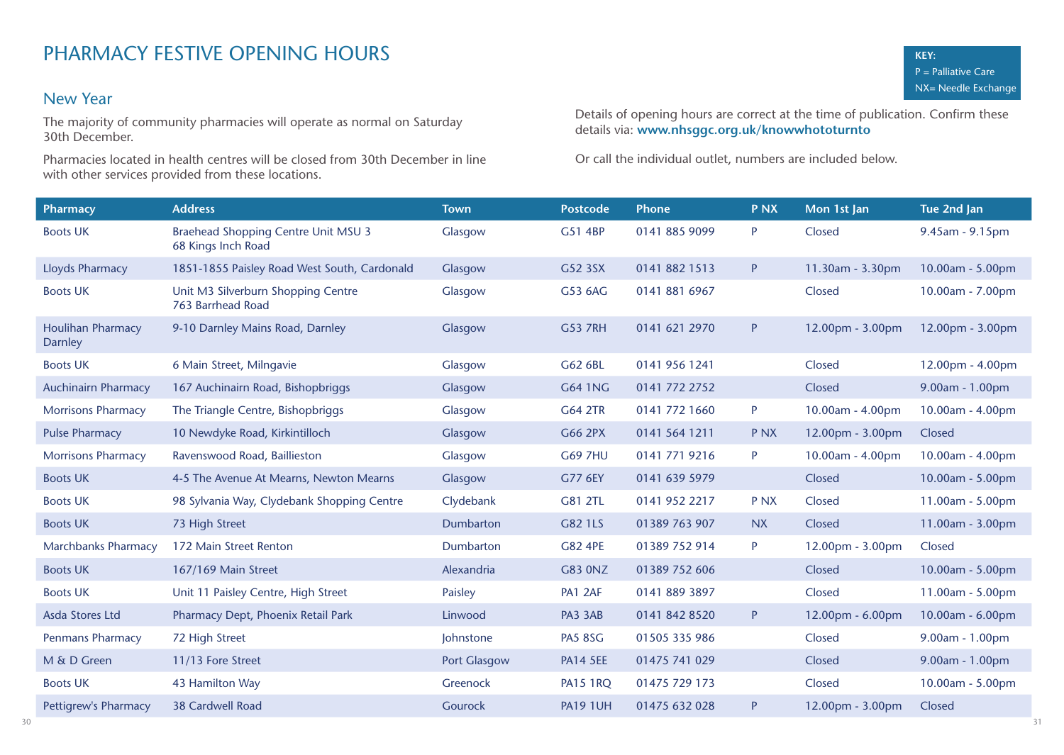# PHARMACY FESTIVE OPENING HOURS

## New Year

The majority of community pharmacies will operate as normal on Saturday 30th December.

Pharmacies located in health centres will be closed from 30th December in line with other services provided from these locations.

Details of opening hours are correct at the time of publication. Confirm these details via: **www.nhsggc.org.uk/knowwhototurnto**

Or call the individual outlet, numbers are included below.

**KEY:**
P = Palliative Care
NX= Needle Exchange

| Pharmacy | Address | Town | Postcode | Phone | P NX | Mon 1st Jan | Tue 2nd Jan |
|---|---|---|---|---|---|---|---|
| Boots UK | Braehead Shopping Centre Unit MSU 3 68 Kings Inch Road | Glasgow | G51 4BP | 0141 885 9099 | P | Closed | 9.45am - 9.15pm |
| Lloyds Pharmacy | 1851-1855 Paisley Road West South, Cardonald | Glasgow | G52 3SX | 0141 882 1513 | P | 11.30am - 3.30pm | 10.00am - 5.00pm |
| Boots UK | Unit M3 Silverburn Shopping Centre 763 Barrhead Road | Glasgow | G53 6AG | 0141 881 6967 | | Closed | 10.00am - 7.00pm |
| Houlihan Pharmacy Darnley | 9-10 Darnley Mains Road, Darnley | Glasgow | G53 7RH | 0141 621 2970 | P | 12.00pm - 3.00pm | 12.00pm - 3.00pm |
| Boots UK | 6 Main Street, Milngavie | Glasgow | G62 6BL | 0141 956 1241 | | Closed | 12.00pm - 4.00pm |
| Auchinairn Pharmacy | 167 Auchinairn Road, Bishopbriggs | Glasgow | G64 1NG | 0141 772 2752 | | Closed | 9.00am - 1.00pm |
| Morrisons Pharmacy | The Triangle Centre, Bishopbriggs | Glasgow | G64 2TR | 0141 772 1660 | P | 10.00am - 4.00pm | 10.00am - 4.00pm |
| Pulse Pharmacy | 10 Newdyke Road, Kirkintilloch | Glasgow | G66 2PX | 0141 564 1211 | P NX | 12.00pm - 3.00pm | Closed |
| Morrisons Pharmacy | Ravenswood Road, Baillieston | Glasgow | G69 7HU | 0141 771 9216 | P | 10.00am - 4.00pm | 10.00am - 4.00pm |
| Boots UK | 4-5 The Avenue At Mearns, Newton Mearns | Glasgow | G77 6EY | 0141 639 5979 | | Closed | 10.00am - 5.00pm |
| Boots UK | 98 Sylvania Way, Clydebank Shopping Centre | Clydebank | G81 2TL | 0141 952 2217 | P NX | Closed | 11.00am - 5.00pm |
| Boots UK | 73 High Street | Dumbarton | G82 1LS | 01389 763 907 | NX | Closed | 11.00am - 3.00pm |
| Marchbanks Pharmacy | 172 Main Street Renton | Dumbarton | G82 4PE | 01389 752 914 | P | 12.00pm - 3.00pm | Closed |
| Boots UK | 167/169 Main Street | Alexandria | G83 0NZ | 01389 752 606 | | Closed | 10.00am - 5.00pm |
| Boots UK | Unit 11 Paisley Centre, High Street | Paisley | PA1 2AF | 0141 889 3897 | | Closed | 11.00am - 5.00pm |
| Asda Stores Ltd | Pharmacy Dept, Phoenix Retail Park | Linwood | PA3 3AB | 0141 842 8520 | P | 12.00pm - 6.00pm | 10.00am - 6.00pm |
| Penmans Pharmacy | 72 High Street | Johnstone | PA5 8SG | 01505 335 986 | | Closed | 9.00am - 1.00pm |
| M & D Green | 11/13 Fore Street | Port Glasgow | PA14 5EE | 01475 741 029 | | Closed | 9.00am - 1.00pm |
| Boots UK | 43 Hamilton Way | Greenock | PA15 1RQ | 01475 729 173 | | Closed | 10.00am - 5.00pm |
| Pettigrew's Pharmacy | 38 Cardwell Road | Gourock | PA19 1UH | 01475 632 028 | P | 12.00pm - 3.00pm | Closed |